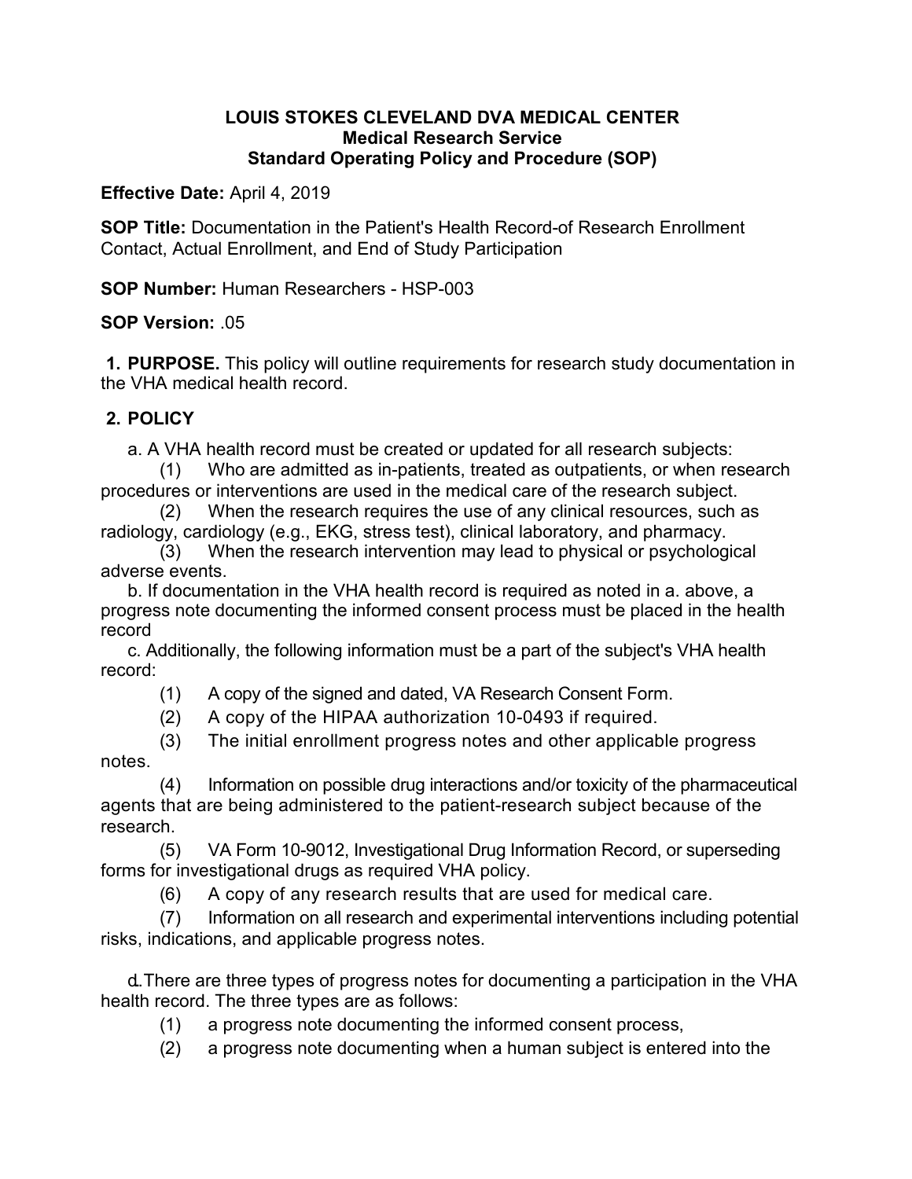**LOUIS STOKES CLEVELAND DVA MEDICAL CENTER**
**Medical Research Service**
**Standard Operating Policy and Procedure (SOP)**

**Effective Date:** April 4, 2019

**SOP Title:** Documentation in the Patient's Health Record-of Research Enrollment Contact, Actual Enrollment, and End of Study Participation

**SOP Number:** Human Researchers - HSP-003

**SOP Version:** .05

**1. PURPOSE.** This policy will outline requirements for research study documentation in the VHA medical health record.

**2. POLICY**

a. A VHA health record must be created or updated for all research subjects:

(1) Who are admitted as in-patients, treated as outpatients, or when research procedures or interventions are used in the medical care of the research subject.

(2) When the research requires the use of any clinical resources, such as radiology, cardiology (e.g., EKG, stress test), clinical laboratory, and pharmacy.

(3) When the research intervention may lead to physical or psychological adverse events.

b. If documentation in the VHA health record is required as noted in a. above, a progress note documenting the informed consent process must be placed in the health record

c. Additionally, the following information must be a part of the subject's VHA health record:

(1) A copy of the signed and dated, VA Research Consent Form.

(2) A copy of the HIPAA authorization 10-0493 if required.

(3) The initial enrollment progress notes and other applicable progress notes.

(4) Information on possible drug interactions and/or toxicity of the pharmaceutical agents that are being administered to the patient-research subject because of the research.

(5) VA Form 10-9012, Investigational Drug Information Record, or superseding forms for investigational drugs as required VHA policy.

(6) A copy of any research results that are used for medical care.

(7) Information on all research and experimental interventions including potential risks, indications, and applicable progress notes.

d. There are three types of progress notes for documenting a participation in the VHA health record. The three types are as follows:

(1) a progress note documenting the informed consent process,

(2) a progress note documenting when a human subject is entered into the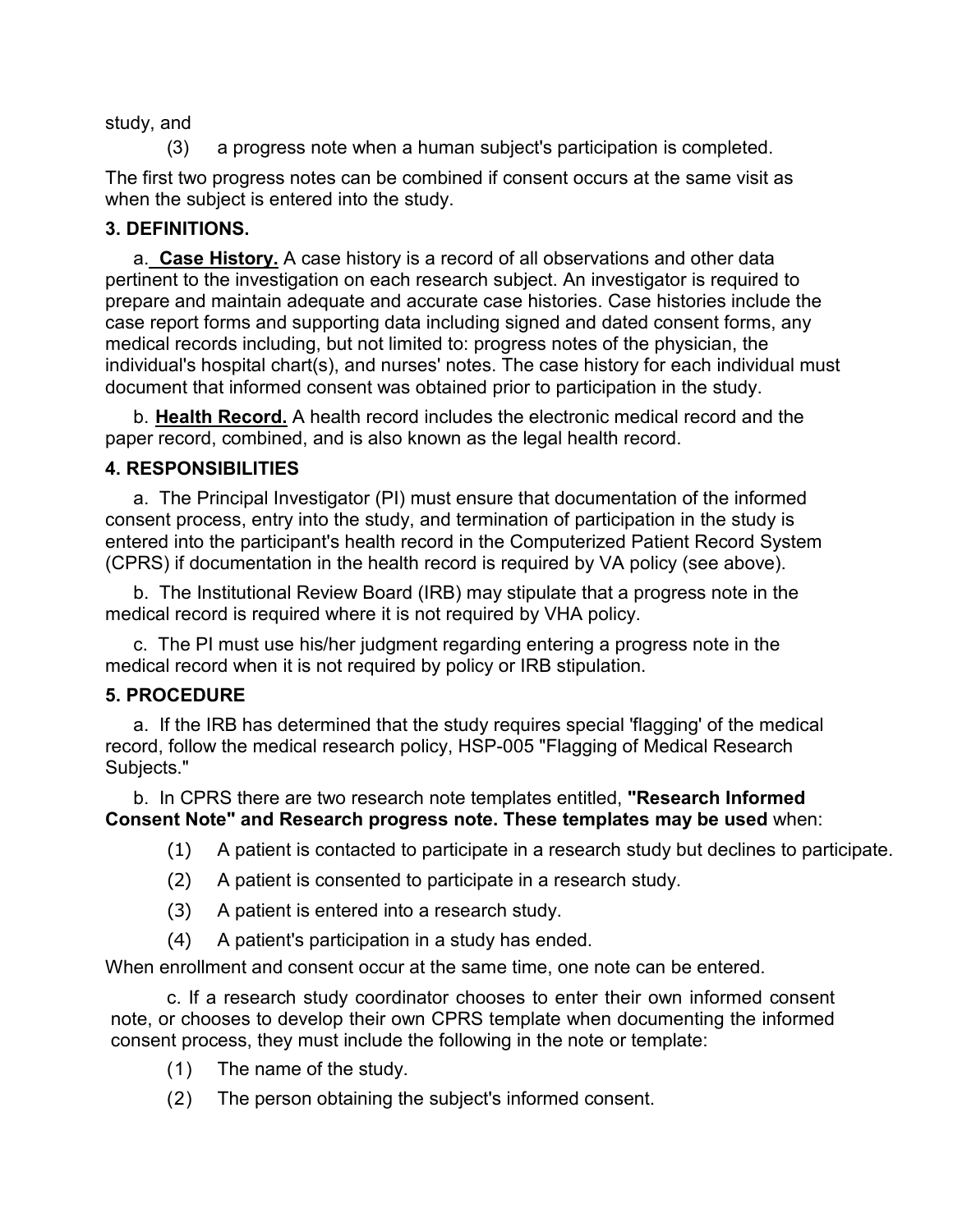study, and

(3) a progress note when a human subject's participation is completed.

The first two progress notes can be combined if consent occurs at the same visit as when the subject is entered into the study.

## 3. DEFINITIONS.

a. **Case History.** A case history is a record of all observations and other data pertinent to the investigation on each research subject. An investigator is required to prepare and maintain adequate and accurate case histories. Case histories include the case report forms and supporting data including signed and dated consent forms, any medical records including, but not limited to: progress notes of the physician, the individual's hospital chart(s), and nurses' notes. The case history for each individual must document that informed consent was obtained prior to participation in the study.

b. **Health Record.** A health record includes the electronic medical record and the paper record, combined, and is also known as the legal health record.

## 4. RESPONSIBILITIES

a. The Principal Investigator (PI) must ensure that documentation of the informed consent process, entry into the study, and termination of participation in the study is entered into the participant's health record in the Computerized Patient Record System (CPRS) if documentation in the health record is required by VA policy (see above).

b. The Institutional Review Board (IRB) may stipulate that a progress note in the medical record is required where it is not required by VHA policy.

c. The PI must use his/her judgment regarding entering a progress note in the medical record when it is not required by policy or IRB stipulation.

## 5. PROCEDURE

a. If the IRB has determined that the study requires special 'flagging' of the medical record, follow the medical research policy, HSP-005 "Flagging of Medical Research Subjects."

b. In CPRS there are two research note templates entitled, **"Research Informed Consent Note" and Research progress note. These templates may be used** when:

(1) A patient is contacted to participate in a research study but declines to participate.

(2) A patient is consented to participate in a research study.

(3) A patient is entered into a research study.

(4) A patient's participation in a study has ended.

When enrollment and consent occur at the same time, one note can be entered.

c. If a research study coordinator chooses to enter their own informed consent note, or chooses to develop their own CPRS template when documenting the informed consent process, they must include the following in the note or template:

(1) The name of the study.

(2) The person obtaining the subject's informed consent.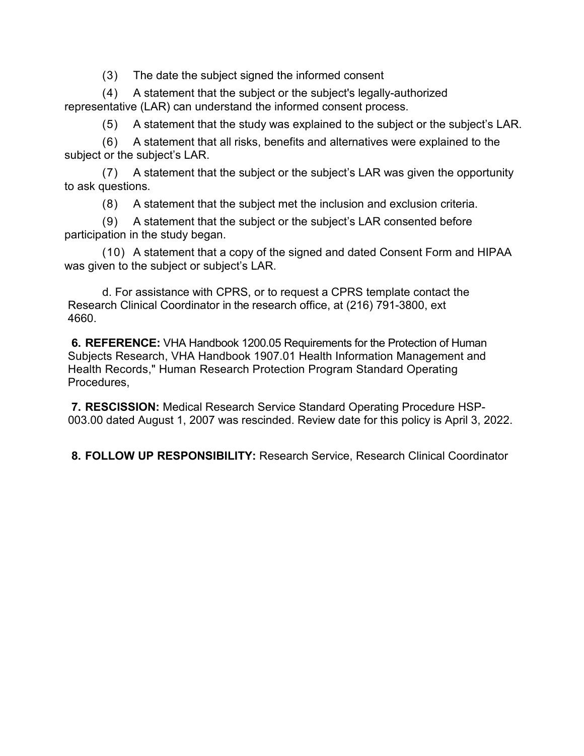(3) The date the subject signed the informed consent

(4) A statement that the subject or the subject's legally-authorized representative (LAR) can understand the informed consent process.

(5) A statement that the study was explained to the subject or the subject's LAR.

(6) A statement that all risks, benefits and alternatives were explained to the subject or the subject's LAR.

(7) A statement that the subject or the subject's LAR was given the opportunity to ask questions.

(8) A statement that the subject met the inclusion and exclusion criteria.

(9) A statement that the subject or the subject's LAR consented before participation in the study began.

(10) A statement that a copy of the signed and dated Consent Form and HIPAA was given to the subject or subject's LAR.

d. For assistance with CPRS, or to request a CPRS template contact the Research Clinical Coordinator in the research office, at (216) 791-3800, ext 4660.

**6. REFERENCE:** VHA Handbook 1200.05 Requirements for the Protection of Human Subjects Research, VHA Handbook 1907.01 Health Information Management and Health Records," Human Research Protection Program Standard Operating Procedures,

**7. RESCISSION:** Medical Research Service Standard Operating Procedure HSP-003.00 dated August 1, 2007 was rescinded. Review date for this policy is April 3, 2022.

**8. FOLLOW UP RESPONSIBILITY:** Research Service, Research Clinical Coordinator